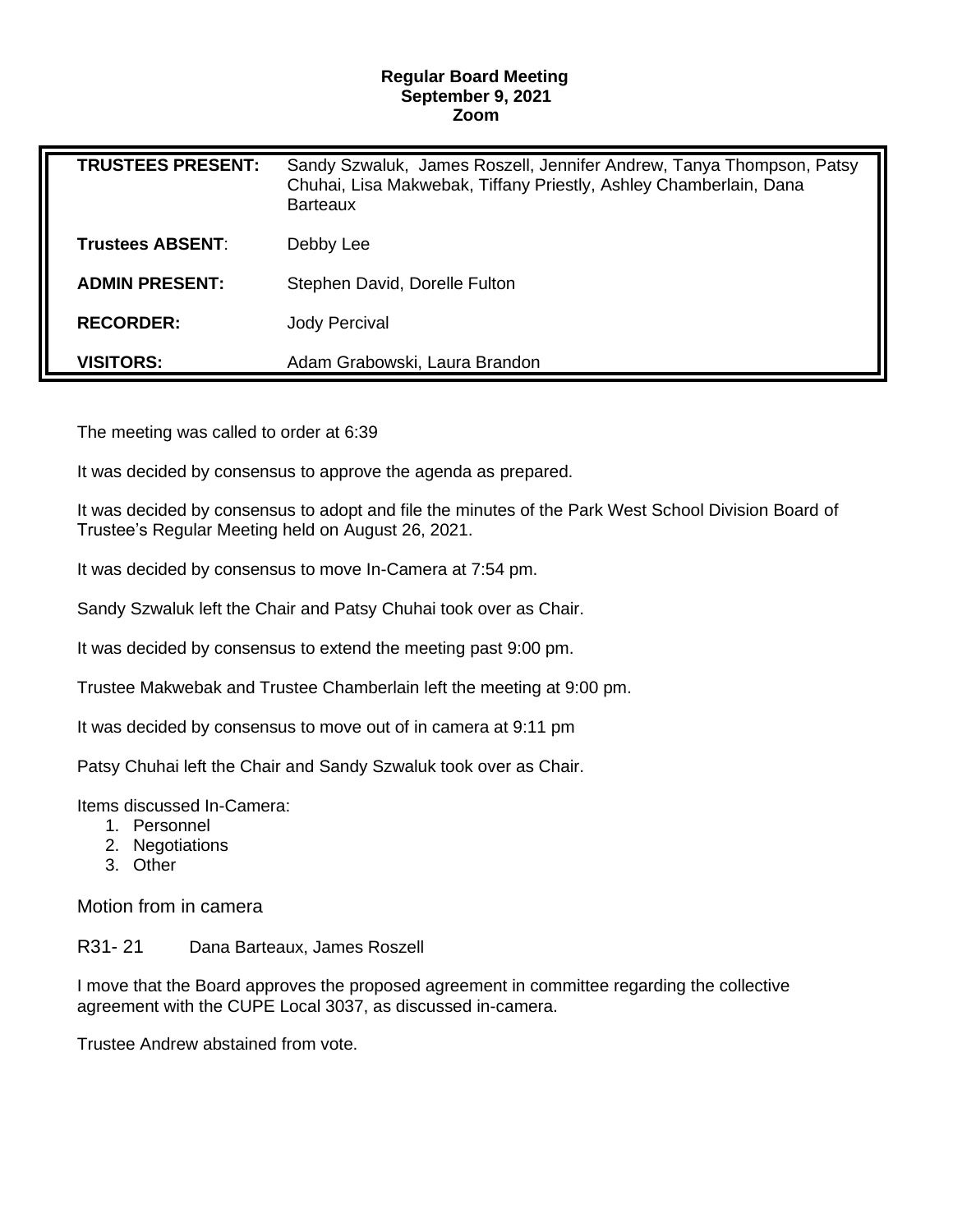**Regular Board Meeting**
**September 9, 2021**
**Zoom**

| | |
|---|---|
| **TRUSTEES PRESENT:** | Sandy Szwaluk, James Roszell, Jennifer Andrew, Tanya Thompson, Patsy Chuhai, Lisa Makwebak, Tiffany Priestly, Ashley Chamberlain, Dana Barteaux |
| **Trustees ABSENT**: | Debby Lee |
| **ADMIN PRESENT:** | Stephen David, Dorelle Fulton |
| **RECORDER:** | Jody Percival |
| **VISITORS:** | Adam Grabowski, Laura Brandon |

The meeting was called to order at 6:39

It was decided by consensus to approve the agenda as prepared.

It was decided by consensus to adopt and file the minutes of the Park West School Division Board of Trustee's Regular Meeting held on August 26, 2021.

It was decided by consensus to move In-Camera at 7:54 pm.

Sandy Szwaluk left the Chair and Patsy Chuhai took over as Chair.

It was decided by consensus to extend the meeting past 9:00 pm.

Trustee Makwebak and Trustee Chamberlain left the meeting at 9:00 pm.

It was decided by consensus to move out of in camera at 9:11 pm

Patsy Chuhai left the Chair and Sandy Szwaluk took over as Chair.

Items discussed In-Camera:

1. Personnel
2. Negotiations
3. Other

Motion from in camera

R31- 21 Dana Barteaux, James Roszell

I move that the Board approves the proposed agreement in committee regarding the collective agreement with the CUPE Local 3037, as discussed in-camera.

Trustee Andrew abstained from vote.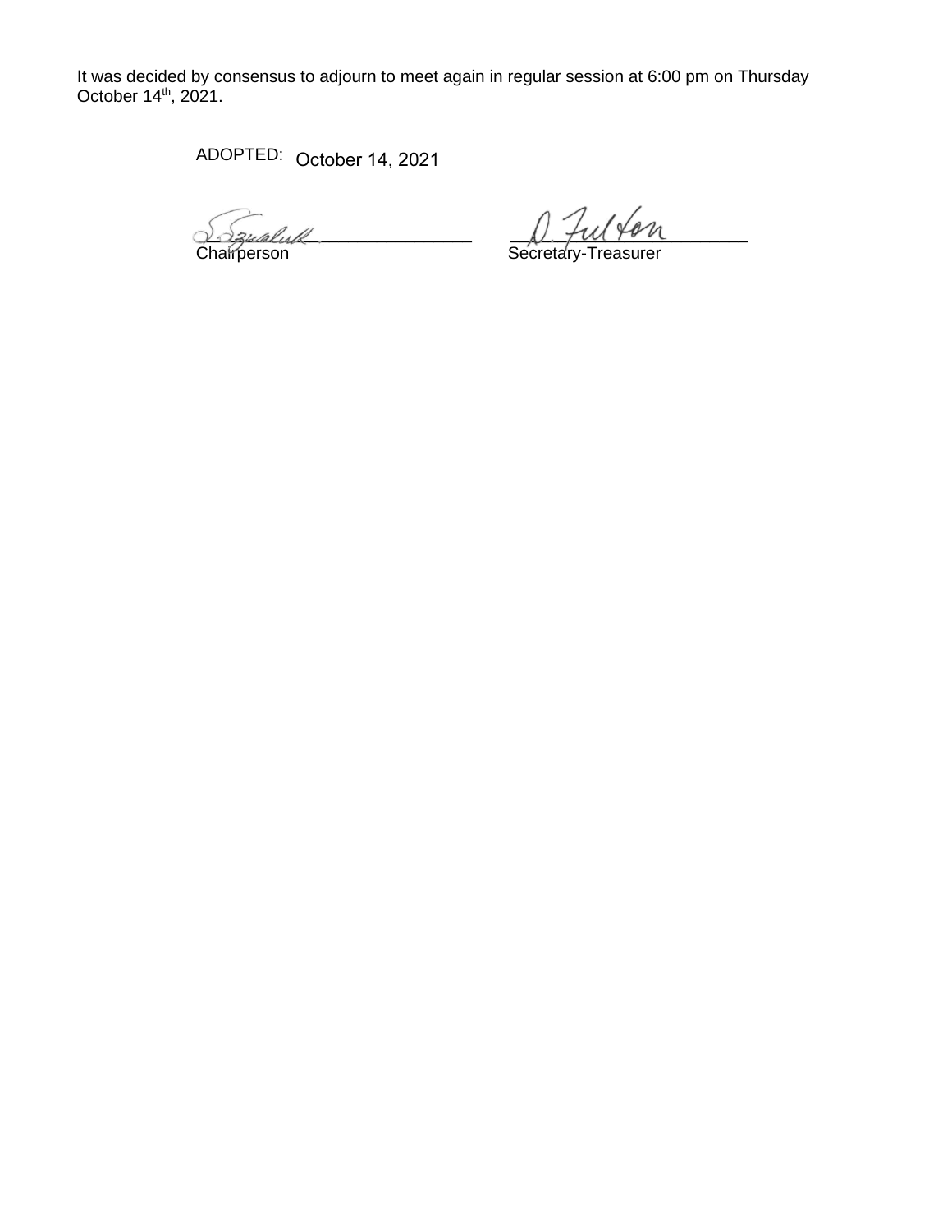It was decided by consensus to adjourn to meet again in regular session at 6:00 pm on Thursday October 14th, 2021.

ADOPTED: October 14, 2021

S. Szwaluk ______________________ &nbsp;&nbsp;&nbsp;&nbsp; D. Fulton ______________________

Chairperson &nbsp;&nbsp;&nbsp;&nbsp;&nbsp;&nbsp;&nbsp;&nbsp;&nbsp;&nbsp;&nbsp;&nbsp;&nbsp;&nbsp;&nbsp;&nbsp;&nbsp;&nbsp;&nbsp;&nbsp; Secretary-Treasurer